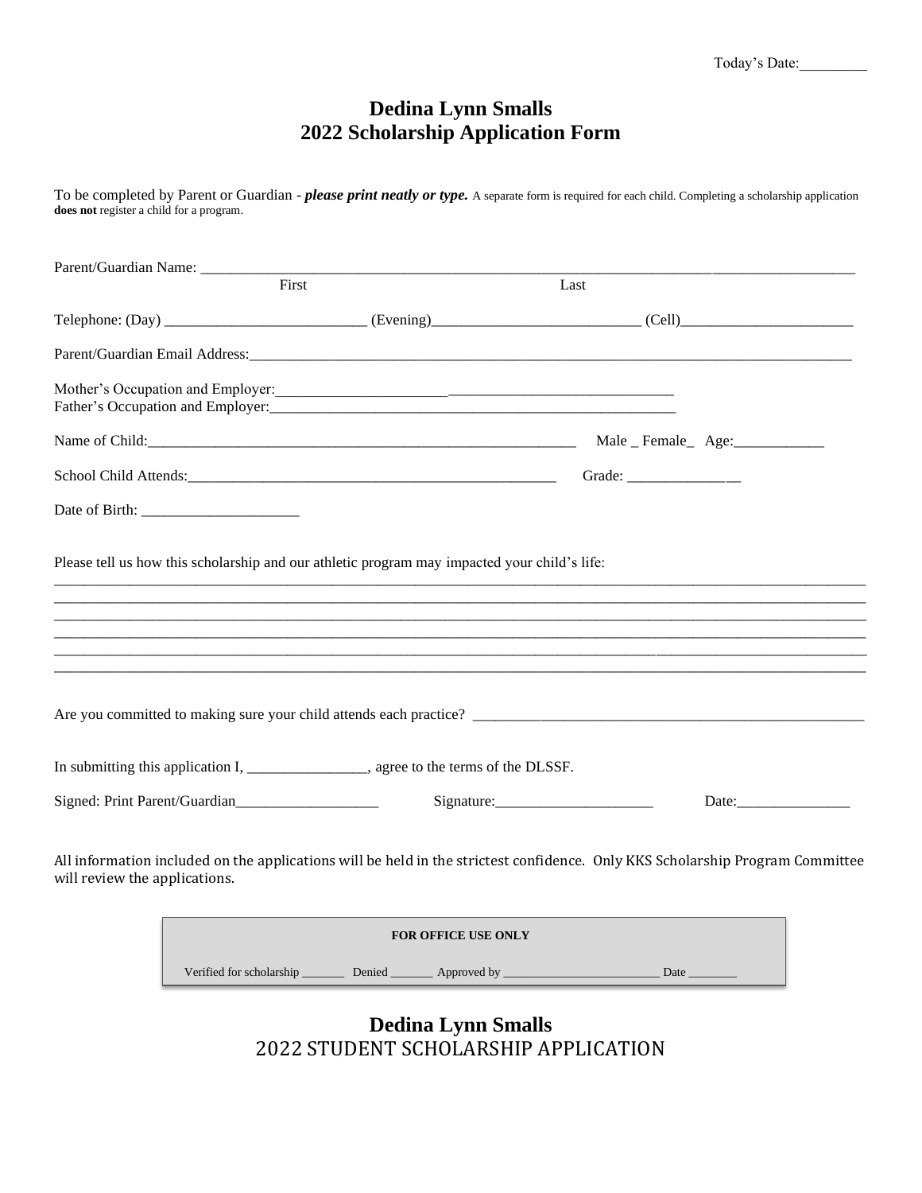Today's Date:_________

# Dedina Lynn Smalls
# 2022 Scholarship Application Form

To be completed by Parent or Guardian - ***please print neatly or type.*** A separate form is required for each child. Completing a scholarship application **does not** register a child for a program.

Parent/Guardian Name: ________________________________________________________________________________
First Last

Telephone: (Day) ___________________________ (Evening)____________________________ (Cell)________________________

Parent/Guardian Email Address:________________________________________________________________________________

Mother's Occupation and Employer:______________________________________________________
Father's Occupation and Employer:______________________________________________________

Name of Child:____________________________________________________________ Male _ Female_ Age:____________

School Child Attends:____________________________________________________ Grade: _______________

Date of Birth: _____________________

Please tell us how this scholarship and our athletic program may impacted your child's life:
______________________________________________________________________________________________________
______________________________________________________________________________________________________
______________________________________________________________________________________________________
______________________________________________________________________________________________________
______________________________________________________________________________________________________
______________________________________________________________________________________________________

Are you committed to making sure your child attends each practice? _______________________________________________________

In submitting this application I, ________________, agree to the terms of the DLSSF.

Signed: Print Parent/Guardian___________________ Signature:_____________________ Date:_______________

All information included on the applications will be held in the strictest confidence. Only KKS Scholarship Program Committee will review the applications.

**FOR OFFICE USE ONLY**

Verified for scholarship _______ Denied _______ Approved by _________________________ Date ________

# Dedina Lynn Smalls
## 2022 STUDENT SCHOLARSHIP APPLICATION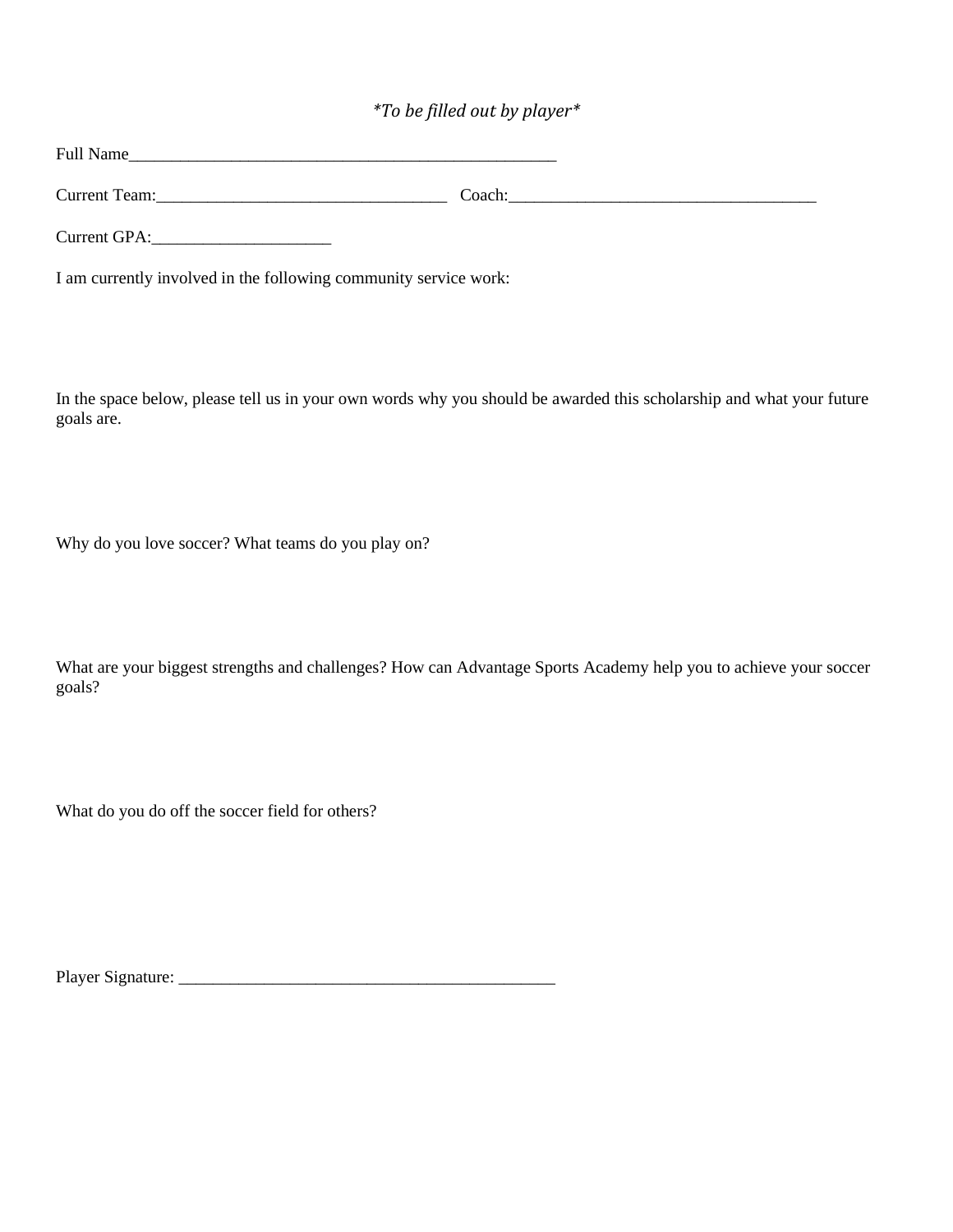*\*To be filled out by player\**

Full Name\_\_\_\_\_\_\_\_\_\_\_\_\_\_\_\_\_\_\_\_\_\_\_\_\_\_\_\_\_\_\_\_\_\_\_\_\_\_\_\_\_\_\_\_\_\_\_\_\_\_\_\_

Current Team:\_\_\_\_\_\_\_\_\_\_\_\_\_\_\_\_\_\_\_\_\_\_\_\_\_\_\_\_\_\_\_\_\_\_\_ Coach:\_\_\_\_\_\_\_\_\_\_\_\_\_\_\_\_\_\_\_\_\_\_\_\_\_\_\_\_\_\_\_\_\_\_\_\_\_\_

Current GPA:\_\_\_\_\_\_\_\_\_\_\_\_\_\_\_\_\_\_\_\_\_\_

I am currently involved in the following community service work:

In the space below, please tell us in your own words why you should be awarded this scholarship and what your future goals are.

Why do you love soccer? What teams do you play on?

What are your biggest strengths and challenges? How can Advantage Sports Academy help you to achieve your soccer goals?

What do you do off the soccer field for others?

Player Signature: \_\_\_\_\_\_\_\_\_\_\_\_\_\_\_\_\_\_\_\_\_\_\_\_\_\_\_\_\_\_\_\_\_\_\_\_\_\_\_\_\_\_\_\_\_\_\_